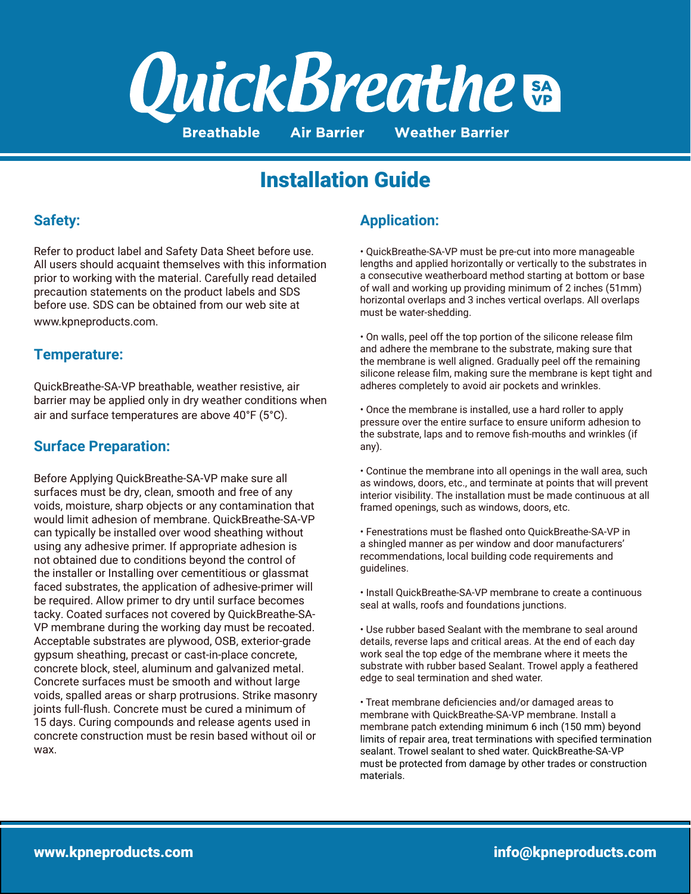# QuickBreathe SA VP

**Breathable** **Air Barrier** **Weather Barrier**

## Installation Guide

### Safety:

Refer to product label and Safety Data Sheet before use. All users should acquaint themselves with this information prior to working with the material. Carefully read detailed precaution statements on the product labels and SDS before use. SDS can be obtained from our web site at www.kpneproducts.com.

### Temperature:

QuickBreathe-SA-VP breathable, weather resistive, air barrier may be applied only in dry weather conditions when air and surface temperatures are above 40°F (5°C).

### Surface Preparation:

Before Applying QuickBreathe-SA-VP make sure all surfaces must be dry, clean, smooth and free of any voids, moisture, sharp objects or any contamination that would limit adhesion of membrane. QuickBreathe-SA-VP can typically be installed over wood sheathing without using any adhesive primer. If appropriate adhesion is not obtained due to conditions beyond the control of the installer or Installing over cementitious or glassmat faced substrates, the application of adhesive-primer will be required. Allow primer to dry until surface becomes tacky. Coated surfaces not covered by QuickBreathe-SA-VP membrane during the working day must be recoated. Acceptable substrates are plywood, OSB, exterior-grade gypsum sheathing, precast or cast-in-place concrete, concrete block, steel, aluminum and galvanized metal. Concrete surfaces must be smooth and without large voids, spalled areas or sharp protrusions. Strike masonry joints full-flush. Concrete must be cured a minimum of 15 days. Curing compounds and release agents used in concrete construction must be resin based without oil or wax.

### Application:

- QuickBreathe-SA-VP must be pre-cut into more manageable lengths and applied horizontally or vertically to the substrates in a consecutive weatherboard method starting at bottom or base of wall and working up providing minimum of 2 inches (51mm) horizontal overlaps and 3 inches vertical overlaps. All overlaps must be water-shedding.

- On walls, peel off the top portion of the silicone release film and adhere the membrane to the substrate, making sure that the membrane is well aligned. Gradually peel off the remaining silicone release film, making sure the membrane is kept tight and adheres completely to avoid air pockets and wrinkles.

- Once the membrane is installed, use a hard roller to apply pressure over the entire surface to ensure uniform adhesion to the substrate, laps and to remove fish-mouths and wrinkles (if any).

- Continue the membrane into all openings in the wall area, such as windows, doors, etc., and terminate at points that will prevent interior visibility. The installation must be made continuous at all framed openings, such as windows, doors, etc.

- Fenestrations must be flashed onto QuickBreathe-SA-VP in a shingled manner as per window and door manufacturers' recommendations, local building code requirements and guidelines.

- Install QuickBreathe-SA-VP membrane to create a continuous seal at walls, roofs and foundations junctions.

- Use rubber based Sealant with the membrane to seal around details, reverse laps and critical areas. At the end of each day work seal the top edge of the membrane where it meets the substrate with rubber based Sealant. Trowel apply a feathered edge to seal termination and shed water.

- Treat membrane deficiencies and/or damaged areas to membrane with QuickBreathe-SA-VP membrane. Install a membrane patch extending minimum 6 inch (150 mm) beyond limits of repair area, treat terminations with specified termination sealant. Trowel sealant to shed water. QuickBreathe-SA-VP must be protected from damage by other trades or construction materials.

**www.kpneproducts.com** **info@kpneproducts.com**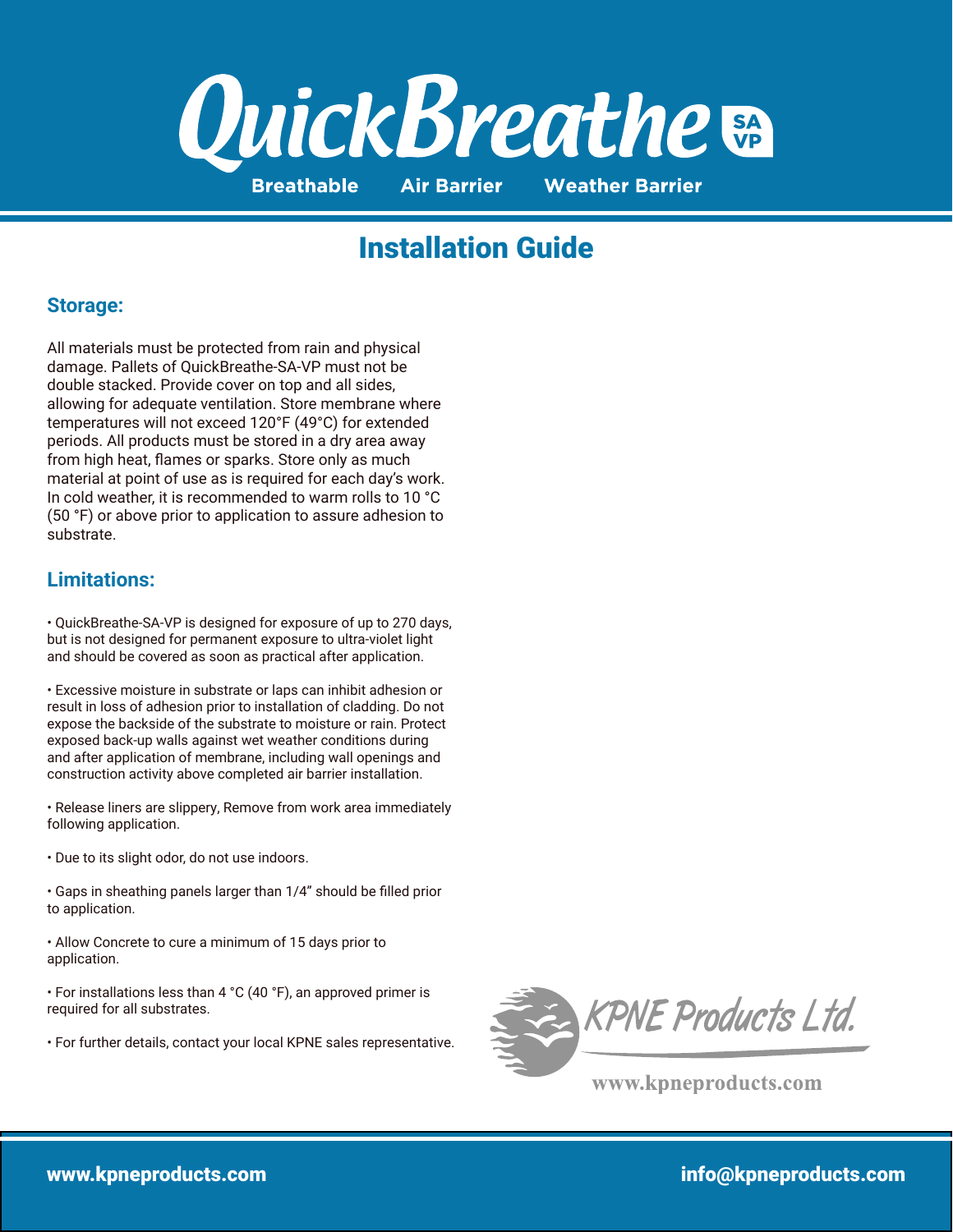# QuickBreathe SA VP

**Breathable   Air Barrier   Weather Barrier**

## Installation Guide

### Storage:

All materials must be protected from rain and physical damage. Pallets of QuickBreathe-SA-VP must not be double stacked. Provide cover on top and all sides, allowing for adequate ventilation. Store membrane where temperatures will not exceed 120°F (49°C) for extended periods. All products must be stored in a dry area away from high heat, flames or sparks. Store only as much material at point of use as is required for each day's work. In cold weather, it is recommended to warm rolls to 10 °C (50 °F) or above prior to application to assure adhesion to substrate.

### Limitations:

• QuickBreathe-SA-VP is designed for exposure of up to 270 days, but is not designed for permanent exposure to ultra-violet light and should be covered as soon as practical after application.

• Excessive moisture in substrate or laps can inhibit adhesion or result in loss of adhesion prior to installation of cladding. Do not expose the backside of the substrate to moisture or rain. Protect exposed back-up walls against wet weather conditions during and after application of membrane, including wall openings and construction activity above completed air barrier installation.

• Release liners are slippery, Remove from work area immediately following application.

• Due to its slight odor, do not use indoors.

• Gaps in sheathing panels larger than 1/4" should be filled prior to application.

• Allow Concrete to cure a minimum of 15 days prior to application.

• For installations less than 4 °C (40 °F), an approved primer is required for all substrates.

• For further details, contact your local KPNE sales representative.

KPNE Products Ltd.

www.kpneproducts.com

www.kpneproducts.com    info@kpneproducts.com